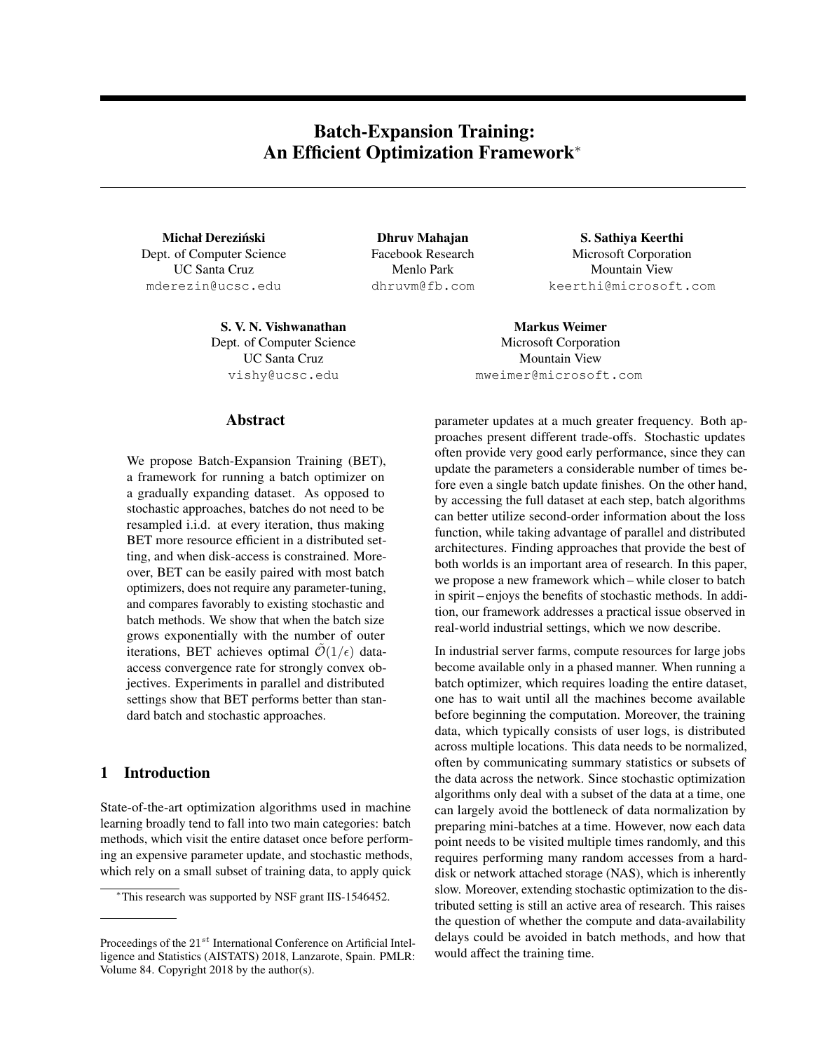# Batch-Expansion Training: An Efficient Optimization Framework[*]

**Michał Dereziński**
Dept. of Computer Science
UC Santa Cruz
mderezin@ucsc.edu

**Dhruv Mahajan**
Facebook Research
Menlo Park
dhruvm@fb.com

**S. Sathiya Keerthi**
Microsoft Corporation
Mountain View
keerthi@microsoft.com

**S. V. N. Vishwanathan**
Dept. of Computer Science
UC Santa Cruz
vishy@ucsc.edu

**Markus Weimer**
Microsoft Corporation
Mountain View
mweimer@microsoft.com

## Abstract

We propose Batch-Expansion Training (BET), a framework for running a batch optimizer on a gradually expanding dataset. As opposed to stochastic approaches, batches do not need to be resampled i.i.d. at every iteration, thus making BET more resource efficient in a distributed setting, and when disk-access is constrained. Moreover, BET can be easily paired with most batch optimizers, does not require any parameter-tuning, and compares favorably to existing stochastic and batch methods. We show that when the batch size grows exponentially with the number of outer iterations, BET achieves optimal $\tilde{\mathcal{O}}(1/\epsilon)$ data-access convergence rate for strongly convex objectives. Experiments in parallel and distributed settings show that BET performs better than standard batch and stochastic approaches.

## 1 Introduction

State-of-the-art optimization algorithms used in machine learning broadly tend to fall into two main categories: batch methods, which visit the entire dataset once before performing an expensive parameter update, and stochastic methods, which rely on a small subset of training data, to apply quick parameter updates at a much greater frequency. Both approaches present different trade-offs. Stochastic updates often provide very good early performance, since they can update the parameters a considerable number of times before even a single batch update finishes. On the other hand, by accessing the full dataset at each step, batch algorithms can better utilize second-order information about the loss function, while taking advantage of parallel and distributed architectures. Finding approaches that provide the best of both worlds is an important area of research. In this paper, we propose a new framework which – while closer to batch in spirit – enjoys the benefits of stochastic methods. In addition, our framework addresses a practical issue observed in real-world industrial settings, which we now describe.

In industrial server farms, compute resources for large jobs become available only in a phased manner. When running a batch optimizer, which requires loading the entire dataset, one has to wait until all the machines become available before beginning the computation. Moreover, the training data, which typically consists of user logs, is distributed across multiple locations. This data needs to be normalized, often by communicating summary statistics or subsets of the data across the network. Since stochastic optimization algorithms only deal with a subset of the data at a time, one can largely avoid the bottleneck of data normalization by preparing mini-batches at a time. However, now each data point needs to be visited multiple times randomly, and this requires performing many random accesses from a hard-disk or network attached storage (NAS), which is inherently slow. Moreover, extending stochastic optimization to the distributed setting is still an active area of research. This raises the question of whether the compute and data-availability delays could be avoided in batch methods, and how that would affect the training time.

[*] This research was supported by NSF grant IIS-1546452.

Proceedings of the 21[st] International Conference on Artificial Intelligence and Statistics (AISTATS) 2018, Lanzarote, Spain. PMLR: Volume 84. Copyright 2018 by the author(s).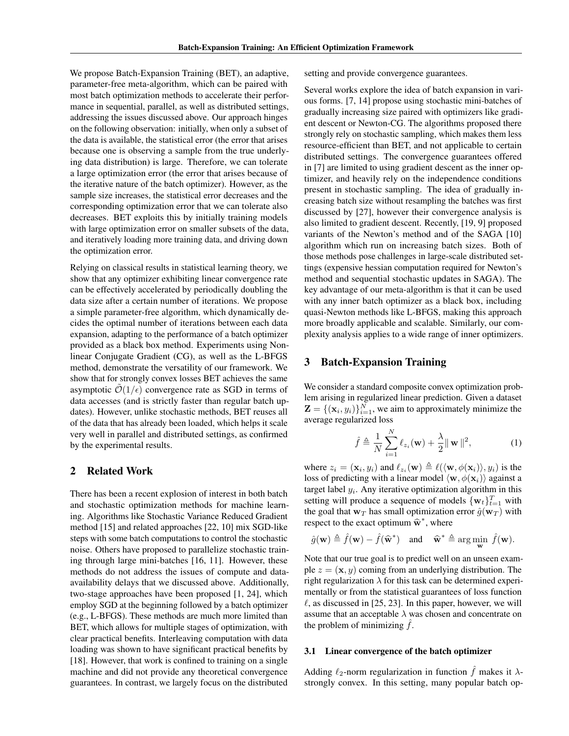We propose Batch-Expansion Training (BET), an adaptive, parameter-free meta-algorithm, which can be paired with most batch optimization methods to accelerate their performance in sequential, parallel, as well as distributed settings, addressing the issues discussed above. Our approach hinges on the following observation: initially, when only a subset of the data is available, the statistical error (the error that arises because one is observing a sample from the true underlying data distribution) is large. Therefore, we can tolerate a large optimization error (the error that arises because of the iterative nature of the batch optimizer). However, as the sample size increases, the statistical error decreases and the corresponding optimization error that we can tolerate also decreases. BET exploits this by initially training models with large optimization error on smaller subsets of the data, and iteratively loading more training data, and driving down the optimization error.

Relying on classical results in statistical learning theory, we show that any optimizer exhibiting linear convergence rate can be effectively accelerated by periodically doubling the data size after a certain number of iterations. We propose a simple parameter-free algorithm, which dynamically decides the optimal number of iterations between each data expansion, adapting to the performance of a batch optimizer provided as a black box method. Experiments using Nonlinear Conjugate Gradient (CG), as well as the L-BFGS method, demonstrate the versatility of our framework. We show that for strongly convex losses BET achieves the same asymptotic $\tilde{\mathcal{O}}(1/\epsilon)$ convergence rate as SGD in terms of data accesses (and is strictly faster than regular batch updates). However, unlike stochastic methods, BET reuses all of the data that has already been loaded, which helps it scale very well in parallel and distributed settings, as confirmed by the experimental results.

## 2 Related Work

There has been a recent explosion of interest in both batch and stochastic optimization methods for machine learning. Algorithms like Stochastic Variance Reduced Gradient method [15] and related approaches [22, 10] mix SGD-like steps with some batch computations to control the stochastic noise. Others have proposed to parallelize stochastic training through large mini-batches [16, 11]. However, these methods do not address the issues of compute and data-availability delays that we discussed above. Additionally, two-stage approaches have been proposed [1, 24], which employ SGD at the beginning followed by a batch optimizer (e.g., L-BFGS). These methods are much more limited than BET, which allows for multiple stages of optimization, with clear practical benefits. Interleaving computation with data loading was shown to have significant practical benefits by [18]. However, that work is confined to training on a single machine and did not provide any theoretical convergence guarantees. In contrast, we largely focus on the distributed setting and provide convergence guarantees.

Several works explore the idea of batch expansion in various forms. [7, 14] propose using stochastic mini-batches of gradually increasing size paired with optimizers like gradient descent or Newton-CG. The algorithms proposed there strongly rely on stochastic sampling, which makes them less resource-efficient than BET, and not applicable to certain distributed settings. The convergence guarantees offered in [7] are limited to using gradient descent as the inner optimizer, and heavily rely on the independence conditions present in stochastic sampling. The idea of gradually increasing batch size without resampling the batches was first discussed by [27], however their convergence analysis is also limited to gradient descent. Recently, [19, 9] proposed variants of the Newton's method and of the SAGA [10] algorithm which run on increasing batch sizes. Both of those methods pose challenges in large-scale distributed settings (expensive hessian computation required for Newton's method and sequential stochastic updates in SAGA). The key advantage of our meta-algorithm is that it can be used with any inner batch optimizer as a black box, including quasi-Newton methods like L-BFGS, making this approach more broadly applicable and scalable. Similarly, our complexity analysis applies to a wide range of inner optimizers.

## 3 Batch-Expansion Training

We consider a standard composite convex optimization problem arising in regularized linear prediction. Given a dataset $\mathbf{Z} = \{(\mathbf{x}_i, y_i)\}_{i=1}^N$, we aim to approximately minimize the average regularized loss

$$\hat{f} \triangleq \frac{1}{N}\sum_{i=1}^{N} \ell_{z_i}(\mathbf{w}) + \frac{\lambda}{2}\|\,\mathbf{w}\,\|^2, \tag{1}$$

where $z_i = (\mathbf{x}_i, y_i)$ and $\ell_{z_i}(\mathbf{w}) \triangleq \ell(\langle \mathbf{w}, \phi(\mathbf{x}_i)\rangle, y_i)$ is the loss of predicting with a linear model $\langle \mathbf{w}, \phi(\mathbf{x}_i)\rangle$ against a target label $y_i$. Any iterative optimization algorithm in this setting will produce a sequence of models $\{\mathbf{w}_t\}_{t=1}^T$ with the goal that $\mathbf{w}_T$ has small optimization error $\hat{g}(\mathbf{w}_T)$ with respect to the exact optimum $\widehat{\mathbf{w}}^*$, where

$$\hat{g}(\mathbf{w}) \triangleq \hat{f}(\mathbf{w}) - \hat{f}(\widehat{\mathbf{w}}^*) \quad \text{and} \quad \widehat{\mathbf{w}}^* \triangleq \arg\min_{\mathbf{w}} \hat{f}(\mathbf{w}).$$

Note that our true goal is to predict well on an unseen example $z = (\mathbf{x}, y)$ coming from an underlying distribution. The right regularization $\lambda$ for this task can be determined experimentally or from the statistical guarantees of loss function $\ell$, as discussed in [25, 23]. In this paper, however, we will assume that an acceptable $\lambda$ was chosen and concentrate on the problem of minimizing $\hat{f}$.

### 3.1 Linear convergence of the batch optimizer

Adding $\ell_2$-norm regularization in function $\hat{f}$ makes it $\lambda$-strongly convex. In this setting, many popular batch op-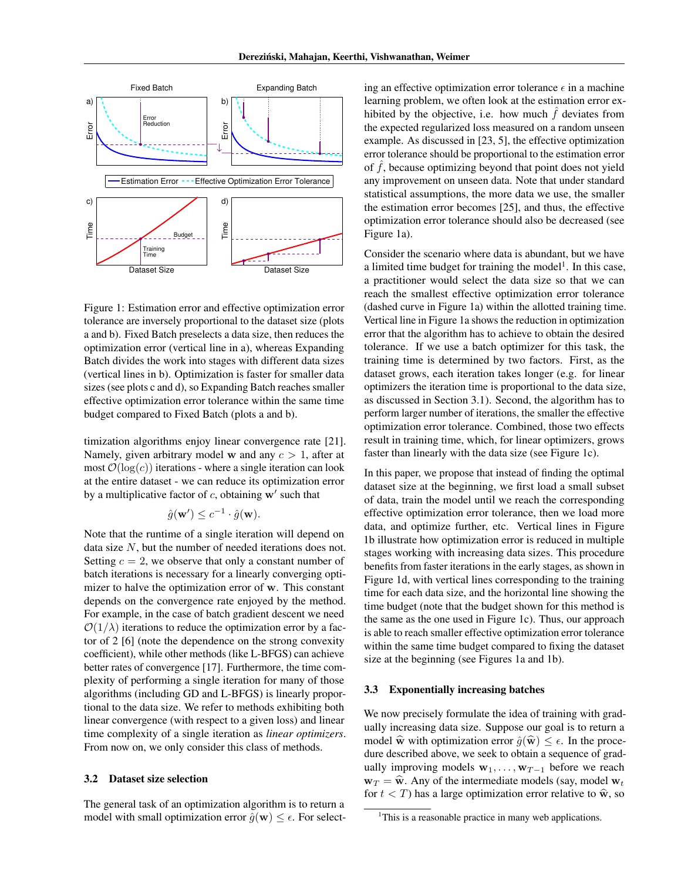Figure 1: Estimation error and effective optimization error tolerance are inversely proportional to the dataset size (plots a and b). Fixed Batch preselects a data size, then reduces the optimization error (vertical line in a), whereas Expanding Batch divides the work into stages with different data sizes (vertical lines in b). Optimization is faster for smaller data sizes (see plots c and d), so Expanding Batch reaches smaller effective optimization error tolerance within the same time budget compared to Fixed Batch (plots a and b).

timization algorithms enjoy linear convergence rate [21]. Namely, given arbitrary model $\mathbf{w}$ and any $c > 1$, after at most $\mathcal{O}(\log(c))$ iterations - where a single iteration can look at the entire dataset - we can reduce its optimization error by a multiplicative factor of $c$, obtaining $\mathbf{w}'$ such that

$$\hat{g}(\mathbf{w}') \leq c^{-1} \cdot \hat{g}(\mathbf{w}).$$

Note that the runtime of a single iteration will depend on data size $N$, but the number of needed iterations does not. Setting $c = 2$, we observe that only a constant number of batch iterations is necessary for a linearly converging optimizer to halve the optimization error of $\mathbf{w}$. This constant depends on the convergence rate enjoyed by the method. For example, in the case of batch gradient descent we need $\mathcal{O}(1/\lambda)$ iterations to reduce the optimization error by a factor of 2 [6] (note the dependence on the strong convexity coefficient), while other methods (like L-BFGS) can achieve better rates of convergence [17]. Furthermore, the time complexity of performing a single iteration for many of those algorithms (including GD and L-BFGS) is linearly proportional to the data size. We refer to methods exhibiting both linear convergence (with respect to a given loss) and linear time complexity of a single iteration as *linear optimizers*. From now on, we only consider this class of methods.

### 3.2 Dataset size selection

The general task of an optimization algorithm is to return a model with small optimization error $\hat{g}(\mathbf{w}) \leq \epsilon$. For selecting an effective optimization error tolerance $\epsilon$ in a machine learning problem, we often look at the estimation error exhibited by the objective, i.e. how much $\hat{f}$ deviates from the expected regularized loss measured on a random unseen example. As discussed in [23, 5], the effective optimization error tolerance should be proportional to the estimation error of $\hat{f}$, because optimizing beyond that point does not yield any improvement on unseen data. Note that under standard statistical assumptions, the more data we use, the smaller the estimation error becomes [25], and thus, the effective optimization error tolerance should also be decreased (see Figure 1a).

Consider the scenario where data is abundant, but we have a limited time budget for training the model[1]. In this case, a practitioner would select the data size so that we can reach the smallest effective optimization error tolerance (dashed curve in Figure 1a) within the allotted training time. Vertical line in Figure 1a shows the reduction in optimization error that the algorithm has to achieve to obtain the desired tolerance. If we use a batch optimizer for this task, the training time is determined by two factors. First, as the dataset grows, each iteration takes longer (e.g. for linear optimizers the iteration time is proportional to the data size, as discussed in Section 3.1). Second, the algorithm has to perform larger number of iterations, the smaller the effective optimization error tolerance. Combined, those two effects result in training time, which, for linear optimizers, grows faster than linearly with the data size (see Figure 1c).

In this paper, we propose that instead of finding the optimal dataset size at the beginning, we first load a small subset of data, train the model until we reach the corresponding effective optimization error tolerance, then we load more data, and optimize further, etc. Vertical lines in Figure 1b illustrate how optimization error is reduced in multiple stages working with increasing data sizes. This procedure benefits from faster iterations in the early stages, as shown in Figure 1d, with vertical lines corresponding to the training time for each data size, and the horizontal line showing the time budget (note that the budget shown for this method is the same as the one used in Figure 1c). Thus, our approach is able to reach smaller effective optimization error tolerance within the same time budget compared to fixing the dataset size at the beginning (see Figures 1a and 1b).

### 3.3 Exponentially increasing batches

We now precisely formulate the idea of training with gradually increasing data size. Suppose our goal is to return a model $\widehat{\mathbf{w}}$ with optimization error $\hat{g}(\widehat{\mathbf{w}}) \leq \epsilon$. In the procedure described above, we seek to obtain a sequence of gradually improving models $\mathbf{w}_1, \ldots, \mathbf{w}_{T-1}$ before we reach $\mathbf{w}_T = \widehat{\mathbf{w}}$. Any of the intermediate models (say, model $\mathbf{w}_t$ for $t < T$) has a large optimization error relative to $\widehat{\mathbf{w}}$, so

[1] This is a reasonable practice in many web applications.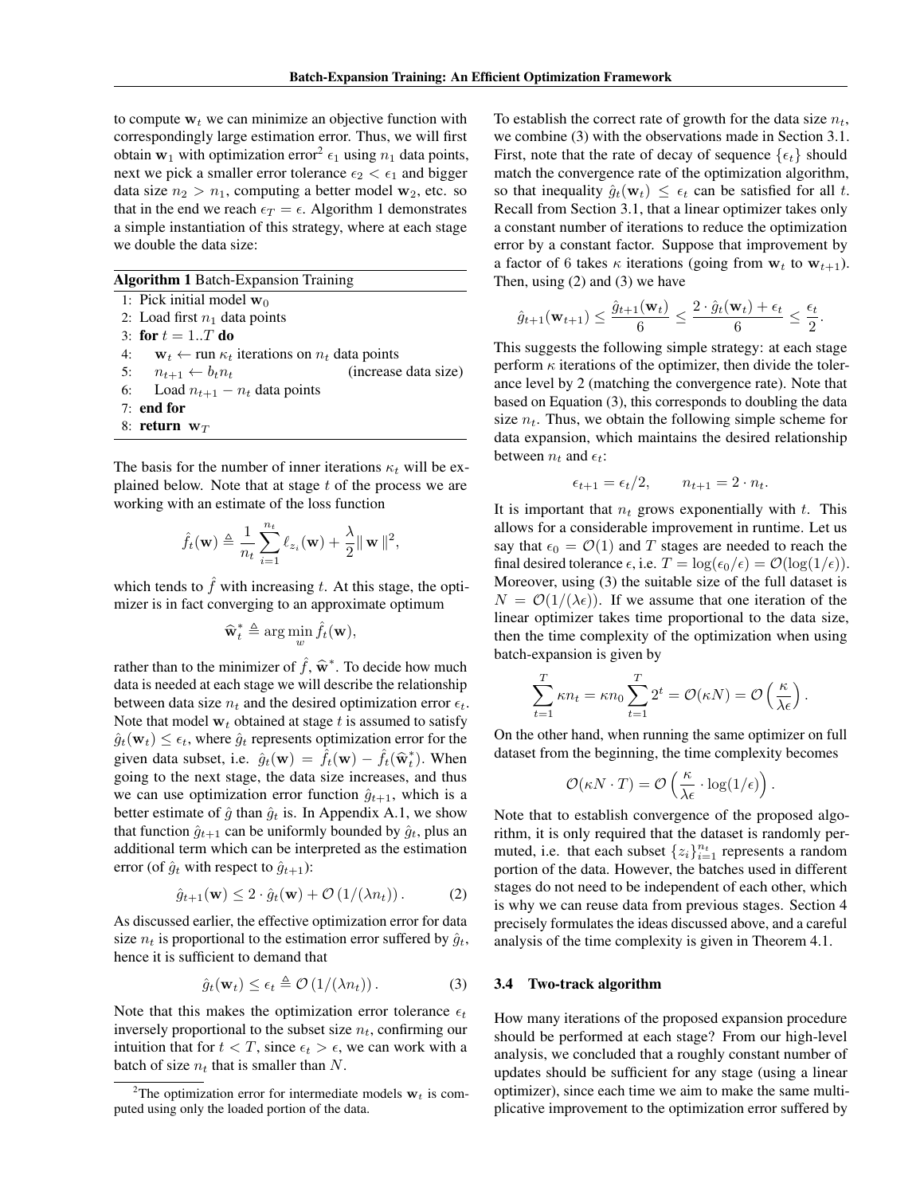to compute $\mathbf{w}_t$ we can minimize an objective function with correspondingly large estimation error. Thus, we will first obtain $\mathbf{w}_1$ with optimization error[2] $\epsilon_1$ using $n_1$ data points, next we pick a smaller error tolerance $\epsilon_2 < \epsilon_1$ and bigger data size $n_2 > n_1$, computing a better model $\mathbf{w}_2$, etc. so that in the end we reach $\epsilon_T = \epsilon$. Algorithm 1 demonstrates a simple instantiation of this strategy, where at each stage we double the data size:

**Algorithm 1** Batch-Expansion Training

```
1: Pick initial model w_0
2: Load first n_1 data points
3: for t = 1..T do
4:     w_t ← run κ_t iterations on n_t data points
5:     n_{t+1} ← b_t n_t                    (increase data size)
6:     Load n_{t+1} − n_t data points
7: end for
8: return w_T
```

The basis for the number of inner iterations $\kappa_t$ will be explained below. Note that at stage $t$ of the process we are working with an estimate of the loss function

$$\hat{f}_t(\mathbf{w}) \triangleq \frac{1}{n_t}\sum_{i=1}^{n_t} \ell_{z_i}(\mathbf{w}) + \frac{\lambda}{2}\|\,\mathbf{w}\,\|^2,$$

which tends to $\hat{f}$ with increasing $t$. At this stage, the optimizer is in fact converging to an approximate optimum

$$\widehat{\mathbf{w}}_t^* \triangleq \arg\min_w \hat{f}_t(\mathbf{w}),$$

rather than to the minimizer of $\hat{f}$, $\widehat{\mathbf{w}}^*$. To decide how much data is needed at each stage we will describe the relationship between data size $n_t$ and the desired optimization error $\epsilon_t$. Note that model $\mathbf{w}_t$ obtained at stage $t$ is assumed to satisfy $\hat{g}_t(\mathbf{w}_t) \le \epsilon_t$, where $\hat{g}_t$ represents optimization error for the given data subset, i.e. $\hat{g}_t(\mathbf{w}) = \hat{f}_t(\mathbf{w}) - \hat{f}_t(\widehat{\mathbf{w}}_t^*)$. When going to the next stage, the data size increases, and thus we can use optimization error function $\hat{g}_{t+1}$, which is a better estimate of $\hat{g}$ than $\hat{g}_t$ is. In Appendix A.1, we show that function $\hat{g}_{t+1}$ can be uniformly bounded by $\hat{g}_t$, plus an additional term which can be interpreted as the estimation error (of $\hat{g}_t$ with respect to $\hat{g}_{t+1}$):

$$\hat{g}_{t+1}(\mathbf{w}) \le 2\cdot \hat{g}_t(\mathbf{w}) + \mathcal{O}\left(1/(\lambda n_t)\right). \tag{2}$$

As discussed earlier, the effective optimization error for data size $n_t$ is proportional to the estimation error suffered by $\hat{g}_t$, hence it is sufficient to demand that

$$\hat{g}_t(\mathbf{w}_t) \le \epsilon_t \triangleq \mathcal{O}\left(1/(\lambda n_t)\right). \tag{3}$$

Note that this makes the optimization error tolerance $\epsilon_t$ inversely proportional to the subset size $n_t$, confirming our intuition that for $t < T$, since $\epsilon_t > \epsilon$, we can work with a batch of size $n_t$ that is smaller than $N$.

[2] The optimization error for intermediate models $\mathbf{w}_t$ is computed using only the loaded portion of the data.

To establish the correct rate of growth for the data size $n_t$, we combine (3) with the observations made in Section 3.1. First, note that the rate of decay of sequence $\{\epsilon_t\}$ should match the convergence rate of the optimization algorithm, so that inequality $\hat{g}_t(\mathbf{w}_t) \le \epsilon_t$ can be satisfied for all $t$. Recall from Section 3.1, that a linear optimizer takes only a constant number of iterations to reduce the optimization error by a constant factor. Suppose that improvement by a factor of 6 takes $\kappa$ iterations (going from $\mathbf{w}_t$ to $\mathbf{w}_{t+1}$). Then, using (2) and (3) we have

$$\hat{g}_{t+1}(\mathbf{w}_{t+1}) \le \frac{\hat{g}_{t+1}(\mathbf{w}_t)}{6} \le \frac{2\cdot\hat{g}_t(\mathbf{w}_t) + \epsilon_t}{6} \le \frac{\epsilon_t}{2}.$$

This suggests the following simple strategy: at each stage perform $\kappa$ iterations of the optimizer, then divide the tolerance level by 2 (matching the convergence rate). Note that based on Equation (3), this corresponds to doubling the data size $n_t$. Thus, we obtain the following simple scheme for data expansion, which maintains the desired relationship between $n_t$ and $\epsilon_t$:

$$\epsilon_{t+1} = \epsilon_t/2, \qquad n_{t+1} = 2\cdot n_t.$$

It is important that $n_t$ grows exponentially with $t$. This allows for a considerable improvement in runtime. Let us say that $\epsilon_0 = \mathcal{O}(1)$ and $T$ stages are needed to reach the final desired tolerance $\epsilon$, i.e. $T = \log(\epsilon_0/\epsilon) = \mathcal{O}(\log(1/\epsilon))$. Moreover, using (3) the suitable size of the full dataset is $N = \mathcal{O}(1/(\lambda\epsilon))$. If we assume that one iteration of the linear optimizer takes time proportional to the data size, then the time complexity of the optimization when using batch-expansion is given by

$$\sum_{t=1}^{T} \kappa n_t = \kappa n_0 \sum_{t=1}^{T} 2^t = \mathcal{O}(\kappa N) = \mathcal{O}\left(\frac{\kappa}{\lambda\epsilon}\right).$$

On the other hand, when running the same optimizer on full dataset from the beginning, the time complexity becomes

$$\mathcal{O}(\kappa N\cdot T) = \mathcal{O}\left(\frac{\kappa}{\lambda\epsilon}\cdot\log(1/\epsilon)\right).$$

Note that to establish convergence of the proposed algorithm, it is only required that the dataset is randomly permuted, i.e. that each subset $\{z_i\}_{i=1}^{n_t}$ represents a random portion of the data. However, the batches used in different stages do not need to be independent of each other, which is why we can reuse data from previous stages. Section 4 precisely formulates the ideas discussed above, and a careful analysis of the time complexity is given in Theorem 4.1.

### 3.4 Two-track algorithm

How many iterations of the proposed expansion procedure should be performed at each stage? From our high-level analysis, we concluded that a roughly constant number of updates should be sufficient for any stage (using a linear optimizer), since each time we aim to make the same multiplicative improvement to the optimization error suffered by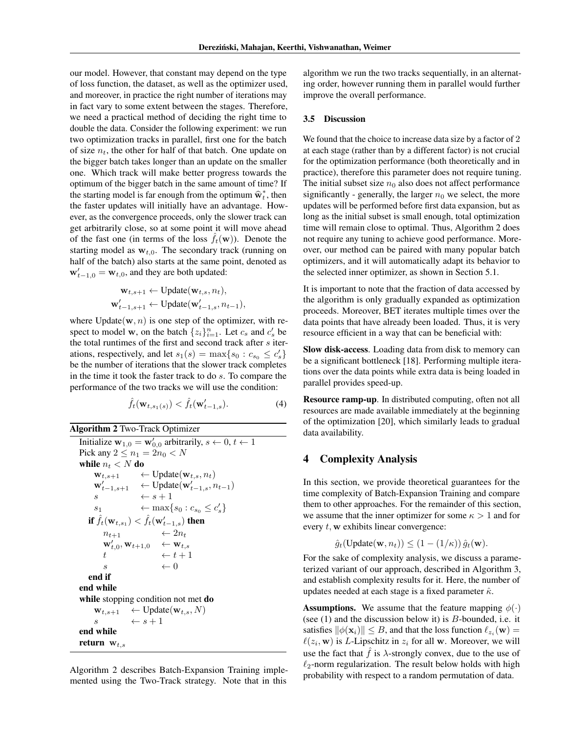our model. However, that constant may depend on the type of loss function, the dataset, as well as the optimizer used, and moreover, in practice the right number of iterations may in fact vary to some extent between the stages. Therefore, we need a practical method of deciding the right time to double the data. Consider the following experiment: we run two optimization tracks in parallel, first one for the batch of size $n_t$, the other for half of that batch. One update on the bigger batch takes longer than an update on the smaller one. Which track will make better progress towards the optimum of the bigger batch in the same amount of time? If the starting model is far enough from the optimum $\widehat{\mathbf{w}}_t^*$, then the faster updates will initially have an advantage. However, as the convergence proceeds, only the slower track can get arbitrarily close, so at some point it will move ahead of the fast one (in terms of the loss $\hat{f}_t(\mathbf{w})$). Denote the starting model as $\mathbf{w}_{t,0}$. The secondary track (running on half of the batch) also starts at the same point, denoted as $\mathbf{w}'_{t-1,0} = \mathbf{w}_{t,0}$, and they are both updated:

$$\mathbf{w}_{t,s+1} \leftarrow \text{Update}(\mathbf{w}_{t,s}, n_t),$$
$$\mathbf{w}'_{t-1,s+1} \leftarrow \text{Update}(\mathbf{w}'_{t-1,s}, n_{t-1}),$$

where $\text{Update}(\mathbf{w}, n)$ is one step of the optimizer, with respect to model $\mathbf{w}$, on the batch $\{z_i\}_{i=1}^n$. Let $c_s$ and $c'_s$ be the total runtimes of the first and second track after $s$ iterations, respectively, and let $s_1(s) = \max\{s_0 : c_{s_0} \leq c'_s\}$ be the number of iterations that the slower track completes in the time it took the faster track to do $s$. To compare the performance of the two tracks we will use the condition:

$$\hat{f}_t(\mathbf{w}_{t,s_1(s)}) < \hat{f}_t(\mathbf{w}'_{t-1,s}). \tag{4}$$

**Algorithm 2** Two-Track Optimizer

```
Initialize w_{1,0} = w'_{0,0} arbitrarily, s ← 0, t ← 1
Pick any 2 ≤ n_1 = 2n_0 < N
while n_t < N do
    w_{t,s+1}      ← Update(w_{t,s}, n_t)
    w'_{t-1,s+1}   ← Update(w'_{t-1,s}, n_{t-1})
    s              ← s + 1
    s_1            ← max{s_0 : c_{s_0} ≤ c'_s}
    if f̂_t(w_{t,s_1}) < f̂_t(w'_{t-1,s}) then
        n_{t+1}            ← 2n_t
        w'_{t,0}, w_{t+1,0} ← w_{t,s}
        t                  ← t + 1
        s                  ← 0
    end if
end while
while stopping condition not met do
    w_{t,s+1}  ← Update(w_{t,s}, N)
    s          ← s + 1
end while
return w_{t,s}
```

Algorithm 2 describes Batch-Expansion Training implemented using the Two-Track strategy. Note that in this algorithm we run the two tracks sequentially, in an alternating order, however running them in parallel would further improve the overall performance.

### 3.5 Discussion

We found that the choice to increase data size by a factor of 2 at each stage (rather than by a different factor) is not crucial for the optimization performance (both theoretically and in practice), therefore this parameter does not require tuning. The initial subset size $n_0$ also does not affect performance significantly - generally, the larger $n_0$ we select, the more updates will be performed before first data expansion, but as long as the initial subset is small enough, total optimization time will remain close to optimal. Thus, Algorithm 2 does not require any tuning to achieve good performance. Moreover, our method can be paired with many popular batch optimizers, and it will automatically adapt its behavior to the selected inner optimizer, as shown in Section 5.1.

It is important to note that the fraction of data accessed by the algorithm is only gradually expanded as optimization proceeds. Moreover, BET iterates multiple times over the data points that have already been loaded. Thus, it is very resource efficient in a way that can be beneficial with:

**Slow disk-access**. Loading data from disk to memory can be a significant bottleneck [18]. Performing multiple iterations over the data points while extra data is being loaded in parallel provides speed-up.

**Resource ramp-up**. In distributed computing, often not all resources are made available immediately at the beginning of the optimization [20], which similarly leads to gradual data availability.

## 4 Complexity Analysis

In this section, we provide theoretical guarantees for the time complexity of Batch-Expansion Training and compare them to other approaches. For the remainder of this section, we assume that the inner optimizer for some $\kappa > 1$ and for every $t$, $\mathbf{w}$ exhibits linear convergence:

$$\hat{g}_t(\text{Update}(\mathbf{w}, n_t)) \leq (1 - (1/\kappa))\, \hat{g}_t(\mathbf{w}).$$

For the sake of complexity analysis, we discuss a parameterized variant of our approach, described in Algorithm 3, and establish complexity results for it. Here, the number of updates needed at each stage is a fixed parameter $\hat{\kappa}$.

**Assumptions.** We assume that the feature mapping $\phi(\cdot)$ (see (1) and the discussion below it) is $B$-bounded, i.e. it satisfies $\|\phi(\mathbf{x}_i)\| \leq B$, and that the loss function $\ell_{z_i}(\mathbf{w}) = \ell(z_i, \mathbf{w})$ is $L$-Lipschitz in $z_i$ for all $\mathbf{w}$. Moreover, we will use the fact that $\hat{f}$ is $\lambda$-strongly convex, due to the use of $\ell_2$-norm regularization. The result below holds with high probability with respect to a random permutation of data.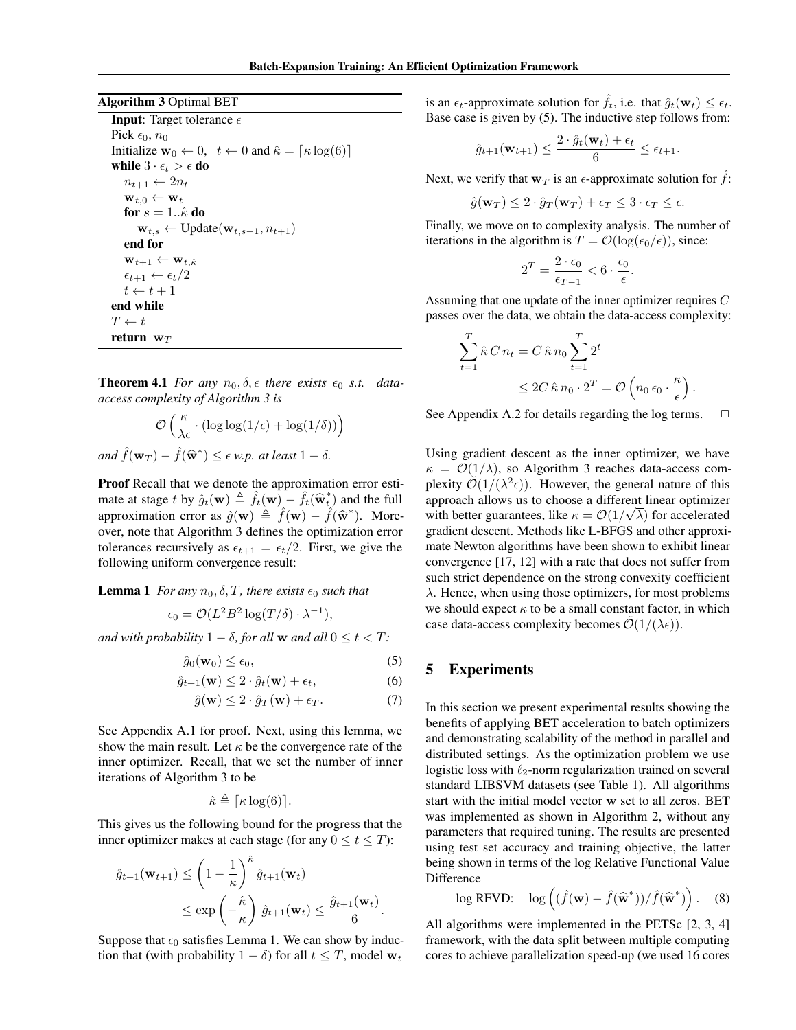**Algorithm 3** Optimal BET

---

**Input**: Target tolerance $\epsilon$
Pick $\epsilon_0$, $n_0$
Initialize $\mathbf{w}_0 \leftarrow 0$, $t \leftarrow 0$ and $\hat{\kappa} = \lceil \kappa \log(6) \rceil$
**while** $3 \cdot \epsilon_t > \epsilon$ **do**
  $n_{t+1} \leftarrow 2n_t$
  $\mathbf{w}_{t,0} \leftarrow \mathbf{w}_t$
  **for** $s = 1..\hat{\kappa}$ **do**
    $\mathbf{w}_{t,s} \leftarrow \text{Update}(\mathbf{w}_{t,s-1}, n_{t+1})$
  **end for**
  $\mathbf{w}_{t+1} \leftarrow \mathbf{w}_{t,\hat{\kappa}}$
  $\epsilon_{t+1} \leftarrow \epsilon_t / 2$
  $t \leftarrow t + 1$
**end while**
$T \leftarrow t$
**return** $\mathbf{w}_T$

---

**Theorem 4.1** *For any $n_0, \delta, \epsilon$ there exists $\epsilon_0$ s.t. data-access complexity of Algorithm 3 is*

$$\mathcal{O}\left(\frac{\kappa}{\lambda\epsilon} \cdot (\log\log(1/\epsilon) + \log(1/\delta))\right)$$

*and $\hat{f}(\mathbf{w}_T) - \hat{f}(\widehat{\mathbf{w}}^*) \leq \epsilon$ w.p. at least $1 - \delta$.*

**Proof** Recall that we denote the approximation error estimate at stage $t$ by $\hat{g}_t(\mathbf{w}) \triangleq \hat{f}_t(\mathbf{w}) - \hat{f}_t(\widehat{\mathbf{w}}_t^*)$ and the full approximation error as $\hat{g}(\mathbf{w}) \triangleq \hat{f}(\mathbf{w}) - \hat{f}(\widehat{\mathbf{w}}^*)$. Moreover, note that Algorithm 3 defines the optimization error tolerances recursively as $\epsilon_{t+1} = \epsilon_t/2$. First, we give the following uniform convergence result:

**Lemma 1** *For any $n_0, \delta, T$, there exists $\epsilon_0$ such that*

$$\epsilon_0 = \mathcal{O}(L^2 B^2 \log(T/\delta) \cdot \lambda^{-1}),$$

*and with probability $1 - \delta$, for all $\mathbf{w}$ and all $0 \leq t < T$:*

$$\hat{g}_0(\mathbf{w}_0) \leq \epsilon_0, \tag{5}$$

$$\hat{g}_{t+1}(\mathbf{w}) \leq 2 \cdot \hat{g}_t(\mathbf{w}) + \epsilon_t, \tag{6}$$

$$\hat{g}(\mathbf{w}) \leq 2 \cdot \hat{g}_T(\mathbf{w}) + \epsilon_T. \tag{7}$$

See Appendix A.1 for proof. Next, using this lemma, we show the main result. Let $\kappa$ be the convergence rate of the inner optimizer. Recall, that we set the number of inner iterations of Algorithm 3 to be

$$\hat{\kappa} \triangleq \lceil \kappa \log(6) \rceil.$$

This gives us the following bound for the progress that the inner optimizer makes at each stage (for any $0 \leq t \leq T$):

$$\begin{aligned}
\hat{g}_{t+1}(\mathbf{w}_{t+1}) &\leq \left(1 - \frac{1}{\kappa}\right)^{\hat{\kappa}} \hat{g}_{t+1}(\mathbf{w}_t) \\
&\leq \exp\left(-\frac{\hat{\kappa}}{\kappa}\right) \hat{g}_{t+1}(\mathbf{w}_t) \leq \frac{\hat{g}_{t+1}(\mathbf{w}_t)}{6}.
\end{aligned}$$

Suppose that $\epsilon_0$ satisfies Lemma 1. We can show by induction that (with probability $1 - \delta$) for all $t \leq T$, model $\mathbf{w}_t$ is an $\epsilon_t$-approximate solution for $\hat{f}_t$, i.e. that $\hat{g}_t(\mathbf{w}_t) \leq \epsilon_t$. Base case is given by (5). The inductive step follows from:

$$\hat{g}_{t+1}(\mathbf{w}_{t+1}) \leq \frac{2 \cdot \hat{g}_t(\mathbf{w}_t) + \epsilon_t}{6} \leq \epsilon_{t+1}.$$

Next, we verify that $\mathbf{w}_T$ is an $\epsilon$-approximate solution for $\hat{f}$:

$$\hat{g}(\mathbf{w}_T) \leq 2 \cdot \hat{g}_T(\mathbf{w}_T) + \epsilon_T \leq 3 \cdot \epsilon_T \leq \epsilon.$$

Finally, we move on to complexity analysis. The number of iterations in the algorithm is $T = \mathcal{O}(\log(\epsilon_0/\epsilon))$, since:

$$2^T = \frac{2 \cdot \epsilon_0}{\epsilon_{T-1}} < 6 \cdot \frac{\epsilon_0}{\epsilon}.$$

Assuming that one update of the inner optimizer requires $C$ passes over the data, we obtain the data-access complexity:

$$\begin{aligned}
\sum_{t=1}^{T} \hat{\kappa}\, C\, n_t &= C\, \hat{\kappa}\, n_0 \sum_{t=1}^{T} 2^t \\
&\leq 2C\, \hat{\kappa}\, n_0 \cdot 2^T = \mathcal{O}\left(n_0\, \epsilon_0 \cdot \frac{\kappa}{\epsilon}\right).
\end{aligned}$$

See Appendix A.2 for details regarding the log terms. □

Using gradient descent as the inner optimizer, we have $\kappa = \mathcal{O}(1/\lambda)$, so Algorithm 3 reaches data-access complexity $\tilde{\mathcal{O}}(1/(\lambda^2\epsilon))$. However, the general nature of this approach allows us to choose a different linear optimizer with better guarantees, like $\kappa = \mathcal{O}(1/\sqrt{\lambda})$ for accelerated gradient descent. Methods like L-BFGS and other approximate Newton algorithms have been shown to exhibit linear convergence [17, 12] with a rate that does not suffer from such strict dependence on the strong convexity coefficient $\lambda$. Hence, when using those optimizers, for most problems we should expect $\kappa$ to be a small constant factor, in which case data-access complexity becomes $\tilde{\mathcal{O}}(1/(\lambda\epsilon))$.

## 5 Experiments

In this section we present experimental results showing the benefits of applying BET acceleration to batch optimizers and demonstrating scalability of the method in parallel and distributed settings. As the optimization problem we use logistic loss with $\ell_2$-norm regularization trained on several standard LIBSVM datasets (see Table 1). All algorithms start with the initial model vector $\mathbf{w}$ set to all zeros. BET was implemented as shown in Algorithm 2, without any parameters that required tuning. The results are presented using test set accuracy and training objective, the latter being shown in terms of the log Relative Functional Value Difference

$$\text{log RFVD:} \quad \log\left((\hat{f}(\mathbf{w}) - \hat{f}(\widehat{\mathbf{w}}^*))/\hat{f}(\widehat{\mathbf{w}}^*)\right). \tag{8}$$

All algorithms were implemented in the PETSc [2, 3, 4] framework, with the data split between multiple computing cores to achieve parallelization speed-up (we used 16 cores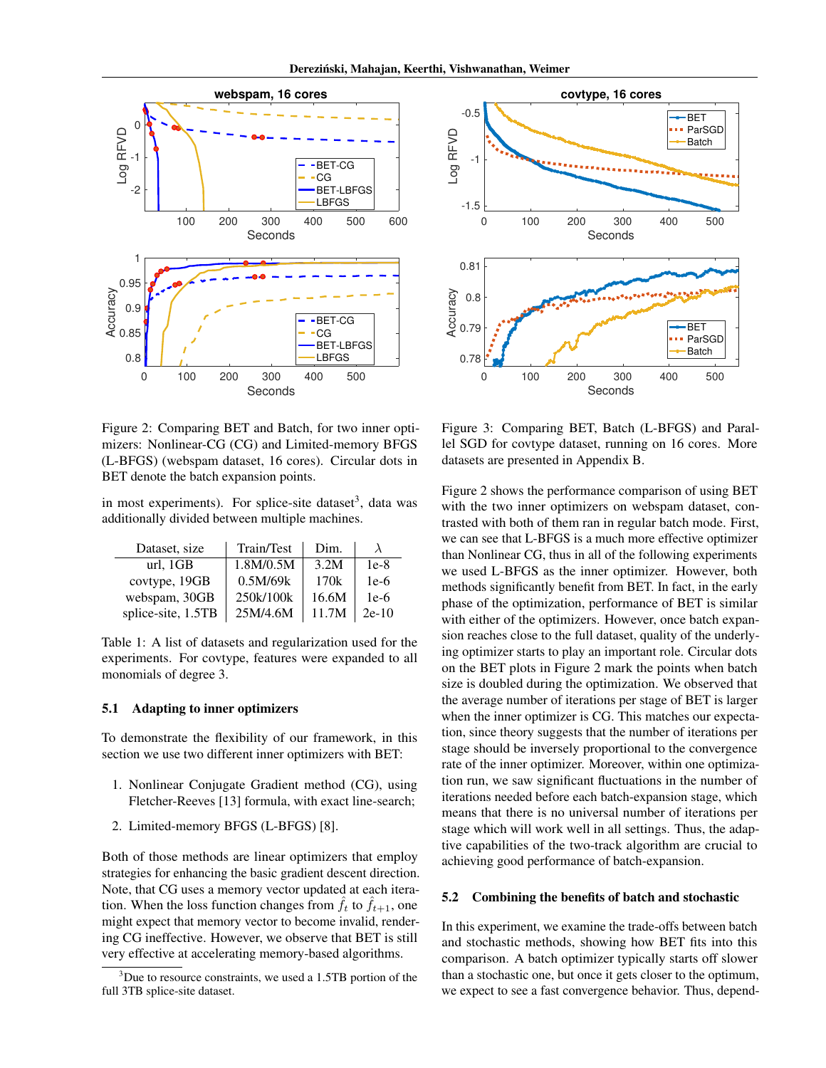Figure 2: Comparing BET and Batch, for two inner optimizers: Nonlinear-CG (CG) and Limited-memory BFGS (L-BFGS) (webspam dataset, 16 cores). Circular dots in BET denote the batch expansion points.

Figure 3: Comparing BET, Batch (L-BFGS) and Parallel SGD for covtype dataset, running on 16 cores. More datasets are presented in Appendix B.

in most experiments). For splice-site dataset[3], data was additionally divided between multiple machines.

| Dataset, size | Train/Test | Dim. | $\lambda$ |
|---|---|---|---|
| url, 1GB | 1.8M/0.5M | 3.2M | 1e-8 |
| covtype, 19GB | 0.5M/69k | 170k | 1e-6 |
| webspam, 30GB | 250k/100k | 16.6M | 1e-6 |
| splice-site, 1.5TB | 25M/4.6M | 11.7M | 2e-10 |

Table 1: A list of datasets and regularization used for the experiments. For covtype, features were expanded to all monomials of degree 3.

### 5.1 Adapting to inner optimizers

To demonstrate the flexibility of our framework, in this section we use two different inner optimizers with BET:

1. Nonlinear Conjugate Gradient method (CG), using Fletcher-Reeves [13] formula, with exact line-search;
2. Limited-memory BFGS (L-BFGS) [8].

Both of those methods are linear optimizers that employ strategies for enhancing the basic gradient descent direction. Note, that CG uses a memory vector updated at each iteration. When the loss function changes from $\hat{f}_t$ to $\hat{f}_{t+1}$, one might expect that memory vector to become invalid, rendering CG ineffective. However, we observe that BET is still very effective at accelerating memory-based algorithms.

[3] Due to resource constraints, we used a 1.5TB portion of the full 3TB splice-site dataset.

Figure 2 shows the performance comparison of using BET with the two inner optimizers on webspam dataset, contrasted with both of them ran in regular batch mode. First, we can see that L-BFGS is a much more effective optimizer than Nonlinear CG, thus in all of the following experiments we used L-BFGS as the inner optimizer. However, both methods significantly benefit from BET. In fact, in the early phase of the optimization, performance of BET is similar with either of the optimizers. However, once batch expansion reaches close to the full dataset, quality of the underlying optimizer starts to play an important role. Circular dots on the BET plots in Figure 2 mark the points when batch size is doubled during the optimization. We observed that the average number of iterations per stage of BET is larger when the inner optimizer is CG. This matches our expectation, since theory suggests that the number of iterations per stage should be inversely proportional to the convergence rate of the inner optimizer. Moreover, within one optimization run, we saw significant fluctuations in the number of iterations needed before each batch-expansion stage, which means that there is no universal number of iterations per stage which will work well in all settings. Thus, the adaptive capabilities of the two-track algorithm are crucial to achieving good performance of batch-expansion.

### 5.2 Combining the benefits of batch and stochastic

In this experiment, we examine the trade-offs between batch and stochastic methods, showing how BET fits into this comparison. A batch optimizer typically starts off slower than a stochastic one, but once it gets closer to the optimum, we expect to see a fast convergence behavior. Thus, depend-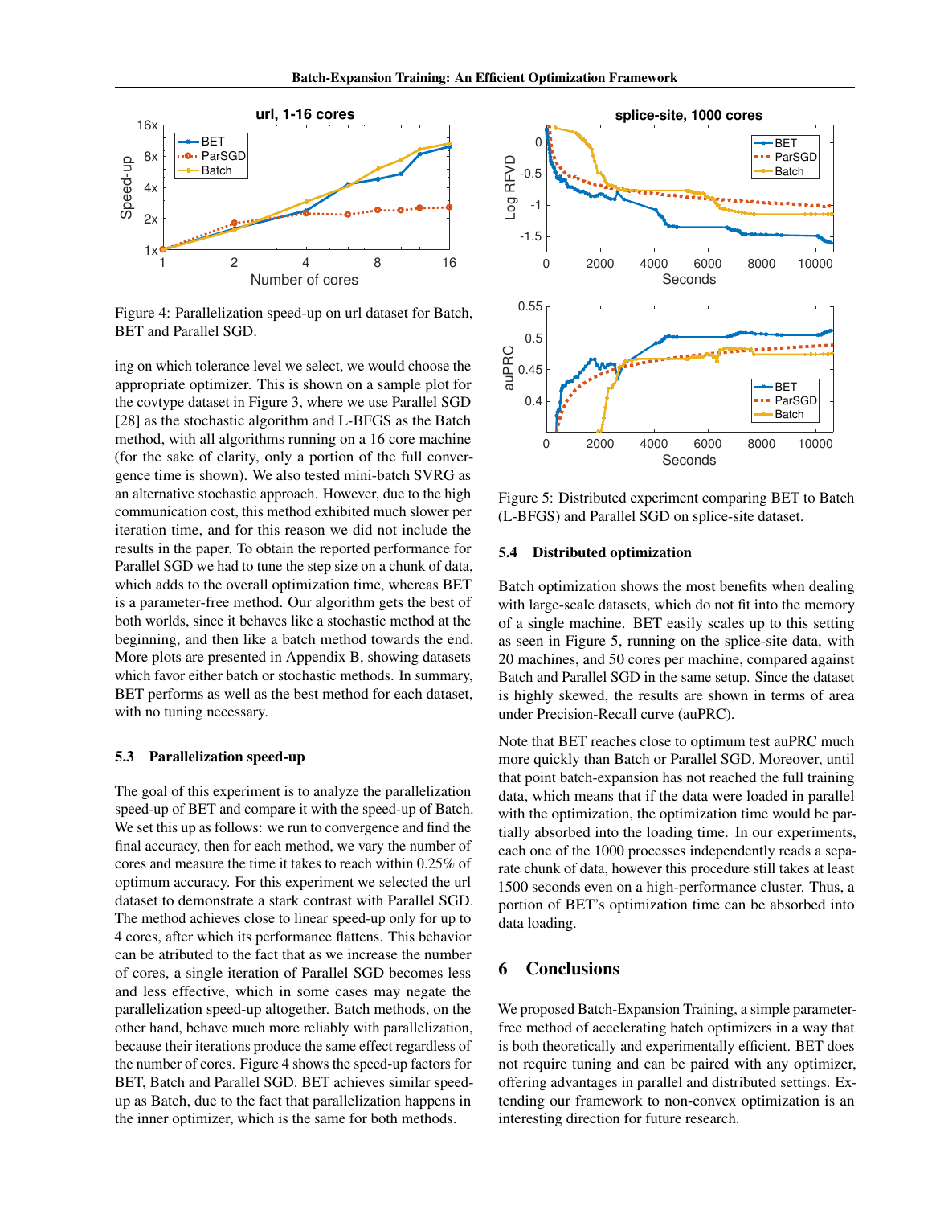Figure 4: Parallelization speed-up on url dataset for Batch, BET and Parallel SGD.

ing on which tolerance level we select, we would choose the appropriate optimizer. This is shown on a sample plot for the covtype dataset in Figure 3, where we use Parallel SGD [28] as the stochastic algorithm and L-BFGS as the Batch method, with all algorithms running on a 16 core machine (for the sake of clarity, only a portion of the full convergence time is shown). We also tested mini-batch SVRG as an alternative stochastic approach. However, due to the high communication cost, this method exhibited much slower per iteration time, and for this reason we did not include the results in the paper. To obtain the reported performance for Parallel SGD we had to tune the step size on a chunk of data, which adds to the overall optimization time, whereas BET is a parameter-free method. Our algorithm gets the best of both worlds, since it behaves like a stochastic method at the beginning, and then like a batch method towards the end. More plots are presented in Appendix B, showing datasets which favor either batch or stochastic methods. In summary, BET performs as well as the best method for each dataset, with no tuning necessary.

### 5.3 Parallelization speed-up

The goal of this experiment is to analyze the parallelization speed-up of BET and compare it with the speed-up of Batch. We set this up as follows: we run to convergence and find the final accuracy, then for each method, we vary the number of cores and measure the time it takes to reach within 0.25% of optimum accuracy. For this experiment we selected the url dataset to demonstrate a stark contrast with Parallel SGD. The method achieves close to linear speed-up only for up to 4 cores, after which its performance flattens. This behavior can be atributed to the fact that as we increase the number of cores, a single iteration of Parallel SGD becomes less and less effective, which in some cases may negate the parallelization speed-up altogether. Batch methods, on the other hand, behave much more reliably with parallelization, because their iterations produce the same effect regardless of the number of cores. Figure 4 shows the speed-up factors for BET, Batch and Parallel SGD. BET achieves similar speed-up as Batch, due to the fact that parallelization happens in the inner optimizer, which is the same for both methods.

Figure 5: Distributed experiment comparing BET to Batch (L-BFGS) and Parallel SGD on splice-site dataset.

### 5.4 Distributed optimization

Batch optimization shows the most benefits when dealing with large-scale datasets, which do not fit into the memory of a single machine. BET easily scales up to this setting as seen in Figure 5, running on the splice-site data, with 20 machines, and 50 cores per machine, compared against Batch and Parallel SGD in the same setup. Since the dataset is highly skewed, the results are shown in terms of area under Precision-Recall curve (auPRC).

Note that BET reaches close to optimum test auPRC much more quickly than Batch or Parallel SGD. Moreover, until that point batch-expansion has not reached the full training data, which means that if the data were loaded in parallel with the optimization, the optimization time would be partially absorbed into the loading time. In our experiments, each one of the 1000 processes independently reads a separate chunk of data, however this procedure still takes at least 1500 seconds even on a high-performance cluster. Thus, a portion of BET's optimization time can be absorbed into data loading.

## 6 Conclusions

We proposed Batch-Expansion Training, a simple parameter-free method of accelerating batch optimizers in a way that is both theoretically and experimentally efficient. BET does not require tuning and can be paired with any optimizer, offering advantages in parallel and distributed settings. Extending our framework to non-convex optimization is an interesting direction for future research.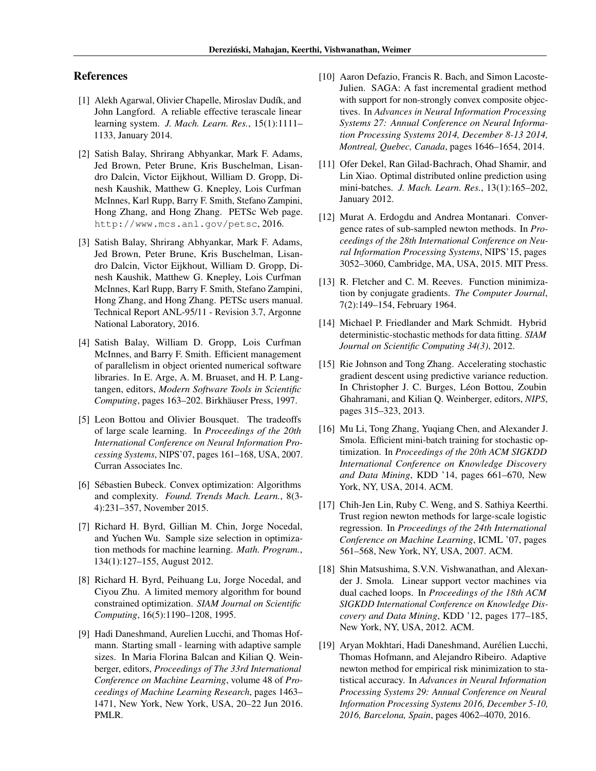## References

[1] Alekh Agarwal, Olivier Chapelle, Miroslav Dudík, and John Langford. A reliable effective terascale linear learning system. *J. Mach. Learn. Res.*, 15(1):1111–1133, January 2014.

[2] Satish Balay, Shrirang Abhyankar, Mark F. Adams, Jed Brown, Peter Brune, Kris Buschelman, Lisandro Dalcin, Victor Eijkhout, William D. Gropp, Dinesh Kaushik, Matthew G. Knepley, Lois Curfman McInnes, Karl Rupp, Barry F. Smith, Stefano Zampini, Hong Zhang, and Hong Zhang. PETSc Web page. http://www.mcs.anl.gov/petsc, 2016.

[3] Satish Balay, Shrirang Abhyankar, Mark F. Adams, Jed Brown, Peter Brune, Kris Buschelman, Lisandro Dalcin, Victor Eijkhout, William D. Gropp, Dinesh Kaushik, Matthew G. Knepley, Lois Curfman McInnes, Karl Rupp, Barry F. Smith, Stefano Zampini, Hong Zhang, and Hong Zhang. PETSc users manual. Technical Report ANL-95/11 - Revision 3.7, Argonne National Laboratory, 2016.

[4] Satish Balay, William D. Gropp, Lois Curfman McInnes, and Barry F. Smith. Efficient management of parallelism in object oriented numerical software libraries. In E. Arge, A. M. Bruaset, and H. P. Langtangen, editors, *Modern Software Tools in Scientific Computing*, pages 163–202. Birkhäuser Press, 1997.

[5] Leon Bottou and Olivier Bousquet. The tradeoffs of large scale learning. In *Proceedings of the 20th International Conference on Neural Information Processing Systems*, NIPS'07, pages 161–168, USA, 2007. Curran Associates Inc.

[6] Sébastien Bubeck. Convex optimization: Algorithms and complexity. *Found. Trends Mach. Learn.*, 8(3-4):231–357, November 2015.

[7] Richard H. Byrd, Gillian M. Chin, Jorge Nocedal, and Yuchen Wu. Sample size selection in optimization methods for machine learning. *Math. Program.*, 134(1):127–155, August 2012.

[8] Richard H. Byrd, Peihuang Lu, Jorge Nocedal, and Ciyou Zhu. A limited memory algorithm for bound constrained optimization. *SIAM Journal on Scientific Computing*, 16(5):1190–1208, 1995.

[9] Hadi Daneshmand, Aurelien Lucchi, and Thomas Hofmann. Starting small - learning with adaptive sample sizes. In Maria Florina Balcan and Kilian Q. Weinberger, editors, *Proceedings of The 33rd International Conference on Machine Learning*, volume 48 of *Proceedings of Machine Learning Research*, pages 1463–1471, New York, New York, USA, 20–22 Jun 2016. PMLR.

[10] Aaron Defazio, Francis R. Bach, and Simon Lacoste-Julien. SAGA: A fast incremental gradient method with support for non-strongly convex composite objectives. In *Advances in Neural Information Processing Systems 27: Annual Conference on Neural Information Processing Systems 2014, December 8-13 2014, Montreal, Quebec, Canada*, pages 1646–1654, 2014.

[11] Ofer Dekel, Ran Gilad-Bachrach, Ohad Shamir, and Lin Xiao. Optimal distributed online prediction using mini-batches. *J. Mach. Learn. Res.*, 13(1):165–202, January 2012.

[12] Murat A. Erdogdu and Andrea Montanari. Convergence rates of sub-sampled newton methods. In *Proceedings of the 28th International Conference on Neural Information Processing Systems*, NIPS'15, pages 3052–3060, Cambridge, MA, USA, 2015. MIT Press.

[13] R. Fletcher and C. M. Reeves. Function minimization by conjugate gradients. *The Computer Journal*, 7(2):149–154, February 1964.

[14] Michael P. Friedlander and Mark Schmidt. Hybrid deterministic-stochastic methods for data fitting. *SIAM Journal on Scientific Computing 34(3)*, 2012.

[15] Rie Johnson and Tong Zhang. Accelerating stochastic gradient descent using predictive variance reduction. In Christopher J. C. Burges, Léon Bottou, Zoubin Ghahramani, and Kilian Q. Weinberger, editors, *NIPS*, pages 315–323, 2013.

[16] Mu Li, Tong Zhang, Yuqiang Chen, and Alexander J. Smola. Efficient mini-batch training for stochastic optimization. In *Proceedings of the 20th ACM SIGKDD International Conference on Knowledge Discovery and Data Mining*, KDD '14, pages 661–670, New York, NY, USA, 2014. ACM.

[17] Chih-Jen Lin, Ruby C. Weng, and S. Sathiya Keerthi. Trust region newton methods for large-scale logistic regression. In *Proceedings of the 24th International Conference on Machine Learning*, ICML '07, pages 561–568, New York, NY, USA, 2007. ACM.

[18] Shin Matsushima, S.V.N. Vishwanathan, and Alexander J. Smola. Linear support vector machines via dual cached loops. In *Proceedings of the 18th ACM SIGKDD International Conference on Knowledge Discovery and Data Mining*, KDD '12, pages 177–185, New York, NY, USA, 2012. ACM.

[19] Aryan Mokhtari, Hadi Daneshmand, Aurélien Lucchi, Thomas Hofmann, and Alejandro Ribeiro. Adaptive newton method for empirical risk minimization to statistical accuracy. In *Advances in Neural Information Processing Systems 29: Annual Conference on Neural Information Processing Systems 2016, December 5-10, 2016, Barcelona, Spain*, pages 4062–4070, 2016.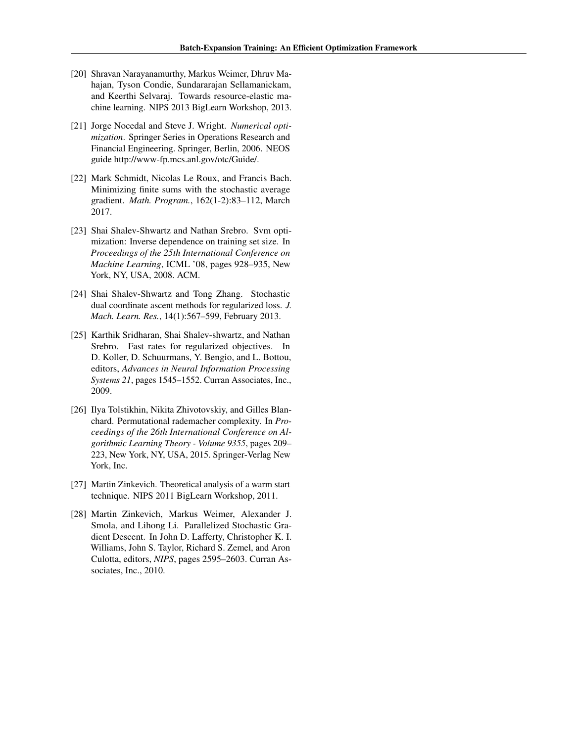[20] Shravan Narayanamurthy, Markus Weimer, Dhruv Mahajan, Tyson Condie, Sundararajan Sellamanickam, and Keerthi Selvaraj. Towards resource-elastic machine learning. NIPS 2013 BigLearn Workshop, 2013.

[21] Jorge Nocedal and Steve J. Wright. *Numerical optimization*. Springer Series in Operations Research and Financial Engineering. Springer, Berlin, 2006. NEOS guide http://www-fp.mcs.anl.gov/otc/Guide/.

[22] Mark Schmidt, Nicolas Le Roux, and Francis Bach. Minimizing finite sums with the stochastic average gradient. *Math. Program.*, 162(1-2):83–112, March 2017.

[23] Shai Shalev-Shwartz and Nathan Srebro. Svm optimization: Inverse dependence on training set size. In *Proceedings of the 25th International Conference on Machine Learning*, ICML '08, pages 928–935, New York, NY, USA, 2008. ACM.

[24] Shai Shalev-Shwartz and Tong Zhang. Stochastic dual coordinate ascent methods for regularized loss. *J. Mach. Learn. Res.*, 14(1):567–599, February 2013.

[25] Karthik Sridharan, Shai Shalev-shwartz, and Nathan Srebro. Fast rates for regularized objectives. In D. Koller, D. Schuurmans, Y. Bengio, and L. Bottou, editors, *Advances in Neural Information Processing Systems 21*, pages 1545–1552. Curran Associates, Inc., 2009.

[26] Ilya Tolstikhin, Nikita Zhivotovskiy, and Gilles Blanchard. Permutational rademacher complexity. In *Proceedings of the 26th International Conference on Algorithmic Learning Theory - Volume 9355*, pages 209–223, New York, NY, USA, 2015. Springer-Verlag New York, Inc.

[27] Martin Zinkevich. Theoretical analysis of a warm start technique. NIPS 2011 BigLearn Workshop, 2011.

[28] Martin Zinkevich, Markus Weimer, Alexander J. Smola, and Lihong Li. Parallelized Stochastic Gradient Descent. In John D. Lafferty, Christopher K. I. Williams, John S. Taylor, Richard S. Zemel, and Aron Culotta, editors, *NIPS*, pages 2595–2603. Curran Associates, Inc., 2010.